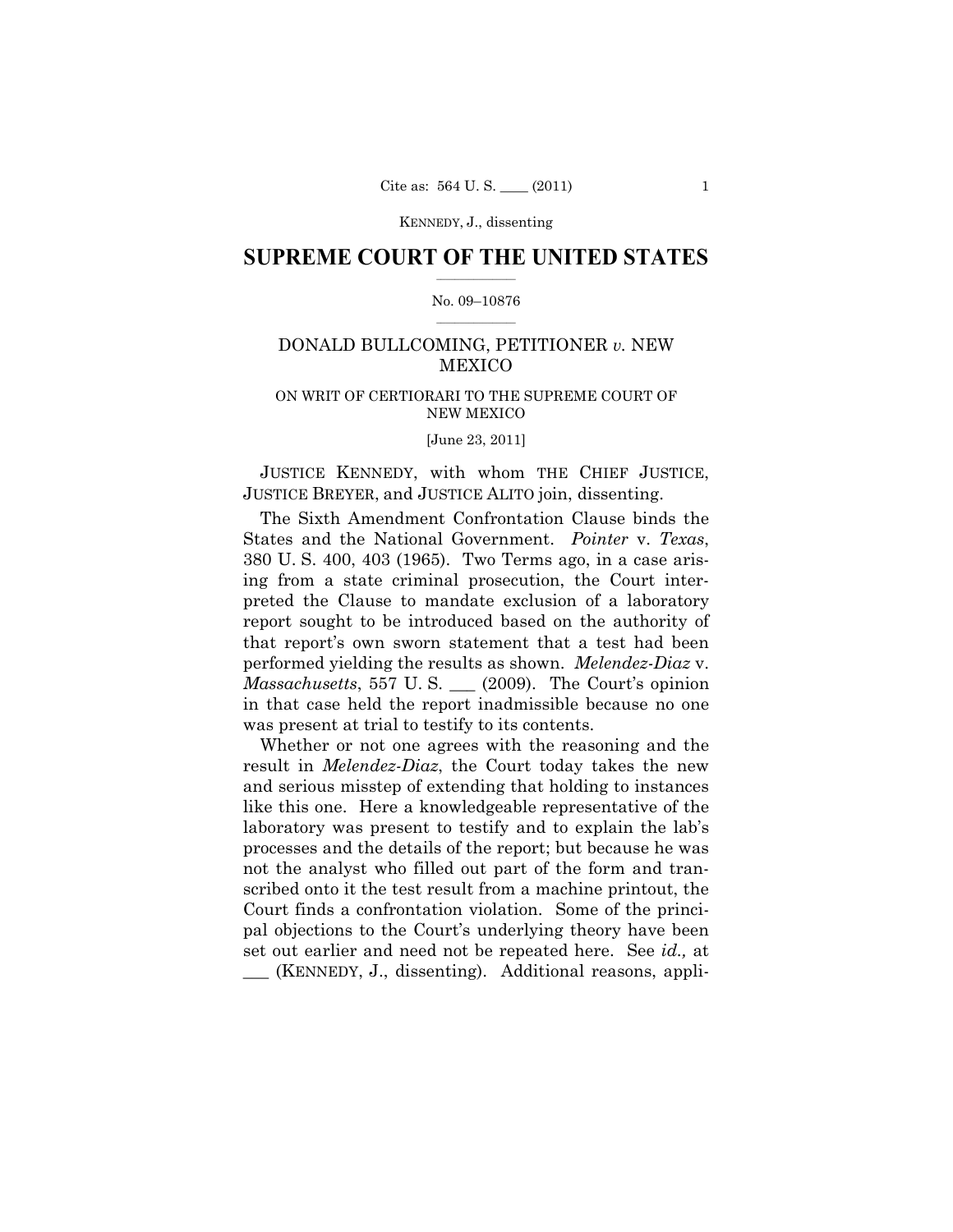# SUPREME COURT OF THE UNITED STATES

No. 09–10876

DONALD BULLCOMING, PETITIONER *v.* NEW MEXICO

ON WRIT OF CERTIORARI TO THE SUPREME COURT OF NEW MEXICO

[June 23, 2011]

JUSTICE KENNEDY, with whom THE CHIEF JUSTICE, JUSTICE BREYER, and JUSTICE ALITO join, dissenting.

The Sixth Amendment Confrontation Clause binds the States and the National Government. *Pointer* v. *Texas*, 380 U. S. 400, 403 (1965). Two Terms ago, in a case arising from a state criminal prosecution, the Court interpreted the Clause to mandate exclusion of a laboratory report sought to be introduced based on the authority of that report's own sworn statement that a test had been performed yielding the results as shown. *Melendez-Diaz* v. *Massachusetts*, 557 U. S. ___ (2009). The Court's opinion in that case held the report inadmissible because no one was present at trial to testify to its contents.

Whether or not one agrees with the reasoning and the result in *Melendez-Diaz*, the Court today takes the new and serious misstep of extending that holding to instances like this one. Here a knowledgeable representative of the laboratory was present to testify and to explain the lab's processes and the details of the report; but because he was not the analyst who filled out part of the form and transcribed onto it the test result from a machine printout, the Court finds a confrontation violation. Some of the principal objections to the Court's underlying theory have been set out earlier and need not be repeated here. See *id.,* at ___ (KENNEDY, J., dissenting). Additional reasons, appli-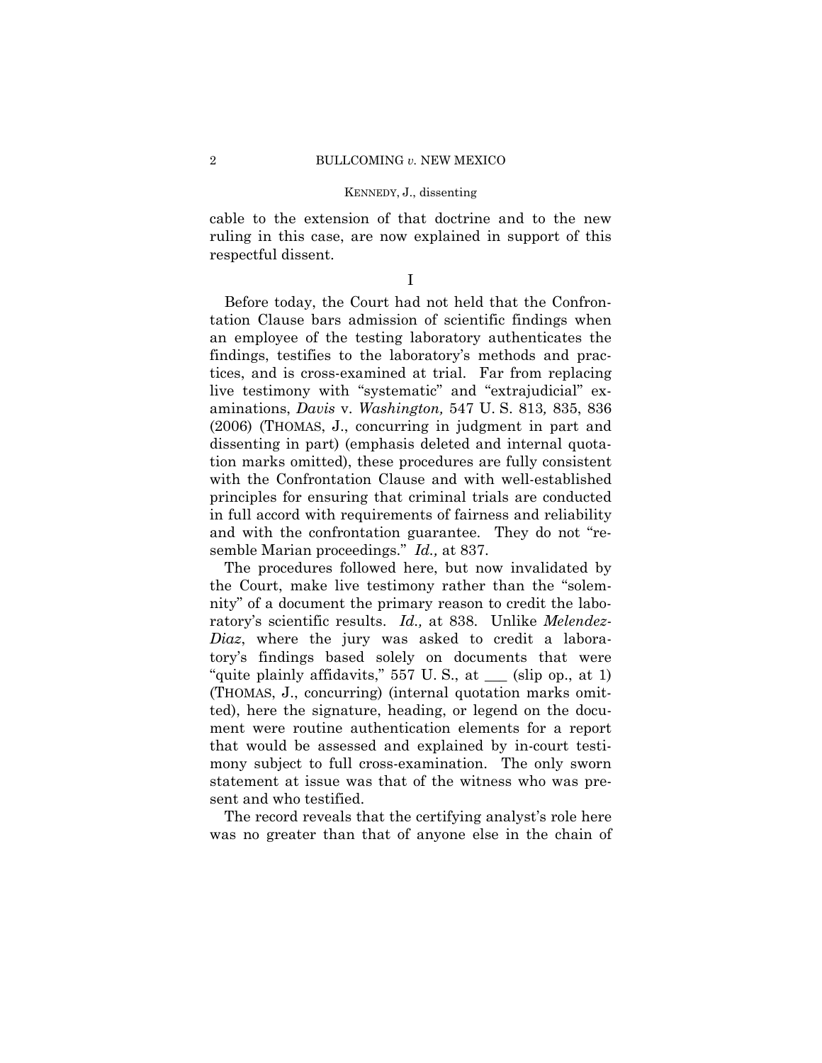cable to the extension of that doctrine and to the new ruling in this case, are now explained in support of this respectful dissent.

I

Before today, the Court had not held that the Confrontation Clause bars admission of scientific findings when an employee of the testing laboratory authenticates the findings, testifies to the laboratory's methods and practices, and is cross-examined at trial. Far from replacing live testimony with "systematic" and "extrajudicial" examinations, *Davis* v. *Washington,* 547 U. S. 813*,* 835, 836 (2006) (THOMAS, J., concurring in judgment in part and dissenting in part) (emphasis deleted and internal quotation marks omitted), these procedures are fully consistent with the Confrontation Clause and with well-established principles for ensuring that criminal trials are conducted in full accord with requirements of fairness and reliability and with the confrontation guarantee. They do not "resemble Marian proceedings." *Id.,* at 837.

The procedures followed here, but now invalidated by the Court, make live testimony rather than the "solemnity" of a document the primary reason to credit the laboratory's scientific results. *Id.,* at 838. Unlike *Melendez-Diaz*, where the jury was asked to credit a laboratory's findings based solely on documents that were "quite plainly affidavits," 557 U. S., at ___ (slip op., at 1) (THOMAS, J., concurring) (internal quotation marks omitted), here the signature, heading, or legend on the document were routine authentication elements for a report that would be assessed and explained by in-court testimony subject to full cross-examination. The only sworn statement at issue was that of the witness who was present and who testified.

The record reveals that the certifying analyst's role here was no greater than that of anyone else in the chain of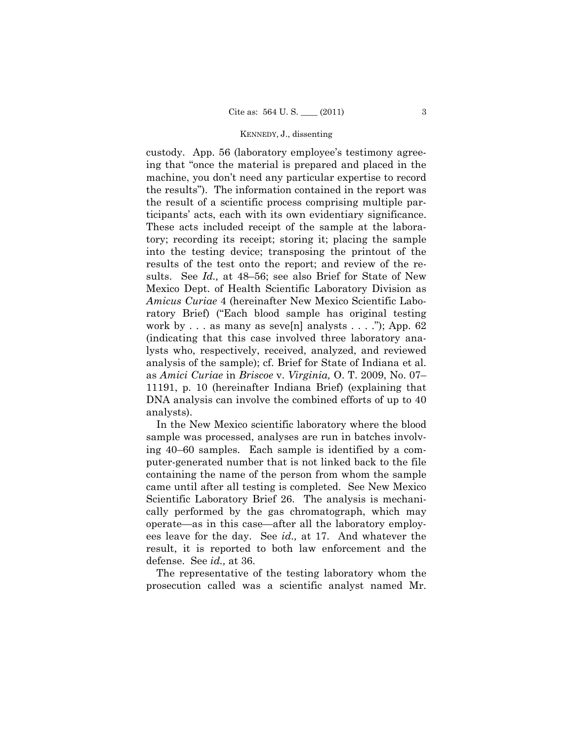custody. App. 56 (laboratory employee's testimony agreeing that "once the material is prepared and placed in the machine, you don't need any particular expertise to record the results"). The information contained in the report was the result of a scientific process comprising multiple participants' acts, each with its own evidentiary significance. These acts included receipt of the sample at the laboratory; recording its receipt; storing it; placing the sample into the testing device; transposing the printout of the results of the test onto the report; and review of the results. See *Id.,* at 48–56; see also Brief for State of New Mexico Dept. of Health Scientific Laboratory Division as *Amicus Curiae* 4 (hereinafter New Mexico Scientific Laboratory Brief) ("Each blood sample has original testing work by . . . as many as seve[n] analysts . . . ."); App. 62 (indicating that this case involved three laboratory analysts who, respectively, received, analyzed, and reviewed analysis of the sample); cf. Brief for State of Indiana et al. as *Amici Curiae* in *Briscoe* v. *Virginia,* O. T. 2009, No. 07–11191, p. 10 (hereinafter Indiana Brief) (explaining that DNA analysis can involve the combined efforts of up to 40 analysts).

In the New Mexico scientific laboratory where the blood sample was processed, analyses are run in batches involving 40–60 samples. Each sample is identified by a computer-generated number that is not linked back to the file containing the name of the person from whom the sample came until after all testing is completed. See New Mexico Scientific Laboratory Brief 26. The analysis is mechanically performed by the gas chromatograph, which may operate—as in this case—after all the laboratory employees leave for the day. See *id.,* at 17. And whatever the result, it is reported to both law enforcement and the defense. See *id.,* at 36.

The representative of the testing laboratory whom the prosecution called was a scientific analyst named Mr.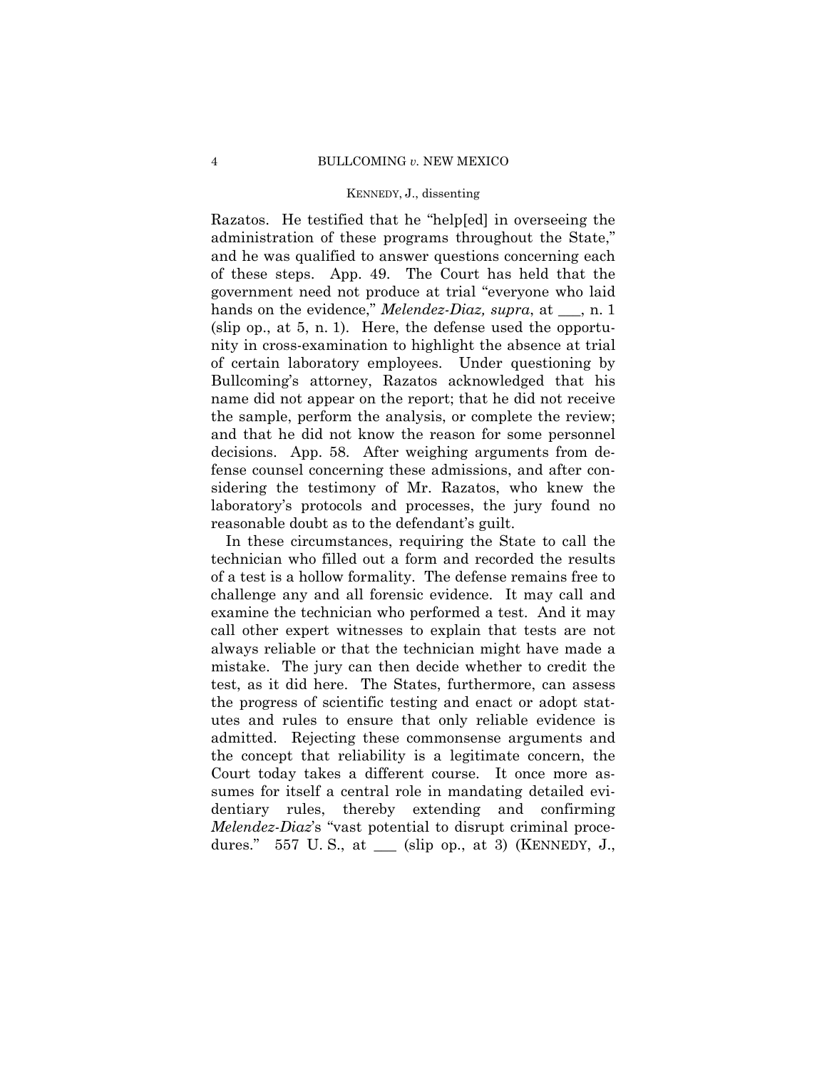Razatos. He testified that he "help[ed] in overseeing the administration of these programs throughout the State," and he was qualified to answer questions concerning each of these steps. App. 49. The Court has held that the government need not produce at trial "everyone who laid hands on the evidence," *Melendez-Diaz, supra*, at ___, n. 1 (slip op., at 5, n. 1). Here, the defense used the opportunity in cross-examination to highlight the absence at trial of certain laboratory employees. Under questioning by Bullcoming's attorney, Razatos acknowledged that his name did not appear on the report; that he did not receive the sample, perform the analysis, or complete the review; and that he did not know the reason for some personnel decisions. App. 58. After weighing arguments from defense counsel concerning these admissions, and after considering the testimony of Mr. Razatos, who knew the laboratory's protocols and processes, the jury found no reasonable doubt as to the defendant's guilt.

In these circumstances, requiring the State to call the technician who filled out a form and recorded the results of a test is a hollow formality. The defense remains free to challenge any and all forensic evidence. It may call and examine the technician who performed a test. And it may call other expert witnesses to explain that tests are not always reliable or that the technician might have made a mistake. The jury can then decide whether to credit the test, as it did here. The States, furthermore, can assess the progress of scientific testing and enact or adopt statutes and rules to ensure that only reliable evidence is admitted. Rejecting these commonsense arguments and the concept that reliability is a legitimate concern, the Court today takes a different course. It once more assumes for itself a central role in mandating detailed evidentiary rules, thereby extending and confirming *Melendez-Diaz*'s "vast potential to disrupt criminal procedures." 557 U. S., at ___ (slip op., at 3) (KENNEDY, J.,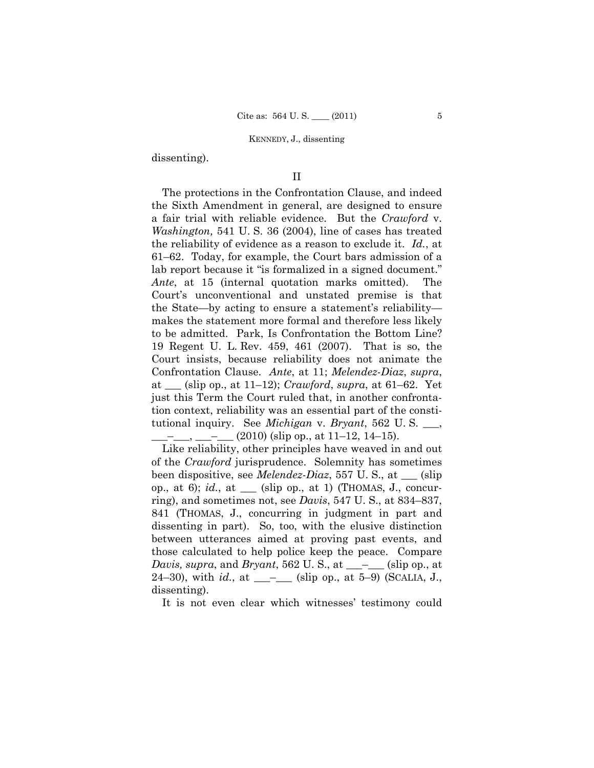dissenting).

II

The protections in the Confrontation Clause, and indeed the Sixth Amendment in general, are designed to ensure a fair trial with reliable evidence. But the *Crawford* v. *Washington,* 541 U. S. 36 (2004), line of cases has treated the reliability of evidence as a reason to exclude it. *Id.*, at 61–62. Today, for example, the Court bars admission of a lab report because it "is formalized in a signed document." *Ante*, at 15 (internal quotation marks omitted). The Court's unconventional and unstated premise is that the State—by acting to ensure a statement's reliability—makes the statement more formal and therefore less likely to be admitted. Park, Is Confrontation the Bottom Line? 19 Regent U. L. Rev. 459, 461 (2007). That is so, the Court insists, because reliability does not animate the Confrontation Clause. *Ante*, at 11; *Melendez-Diaz*, *supra*, at ___ (slip op., at 11–12); *Crawford*, *supra*, at 61–62. Yet just this Term the Court ruled that, in another confrontation context, reliability was an essential part of the constitutional inquiry. See *Michigan* v. *Bryant*, 562 U. S. ___, ___–___, ___–___ (2010) (slip op., at 11–12, 14–15).

Like reliability, other principles have weaved in and out of the *Crawford* jurisprudence. Solemnity has sometimes been dispositive, see *Melendez-Diaz*, 557 U. S., at ___ (slip op., at 6); *id.*, at ___ (slip op., at 1) (THOMAS, J., concurring), and sometimes not, see *Davis*, 547 U. S., at 834–837, 841 (THOMAS, J., concurring in judgment in part and dissenting in part). So, too, with the elusive distinction between utterances aimed at proving past events, and those calculated to help police keep the peace. Compare *Davis, supra*, and *Bryant*, 562 U. S., at ___–___ (slip op., at 24–30), with *id.*, at ___–___ (slip op., at 5–9) (SCALIA, J., dissenting).

It is not even clear which witnesses' testimony could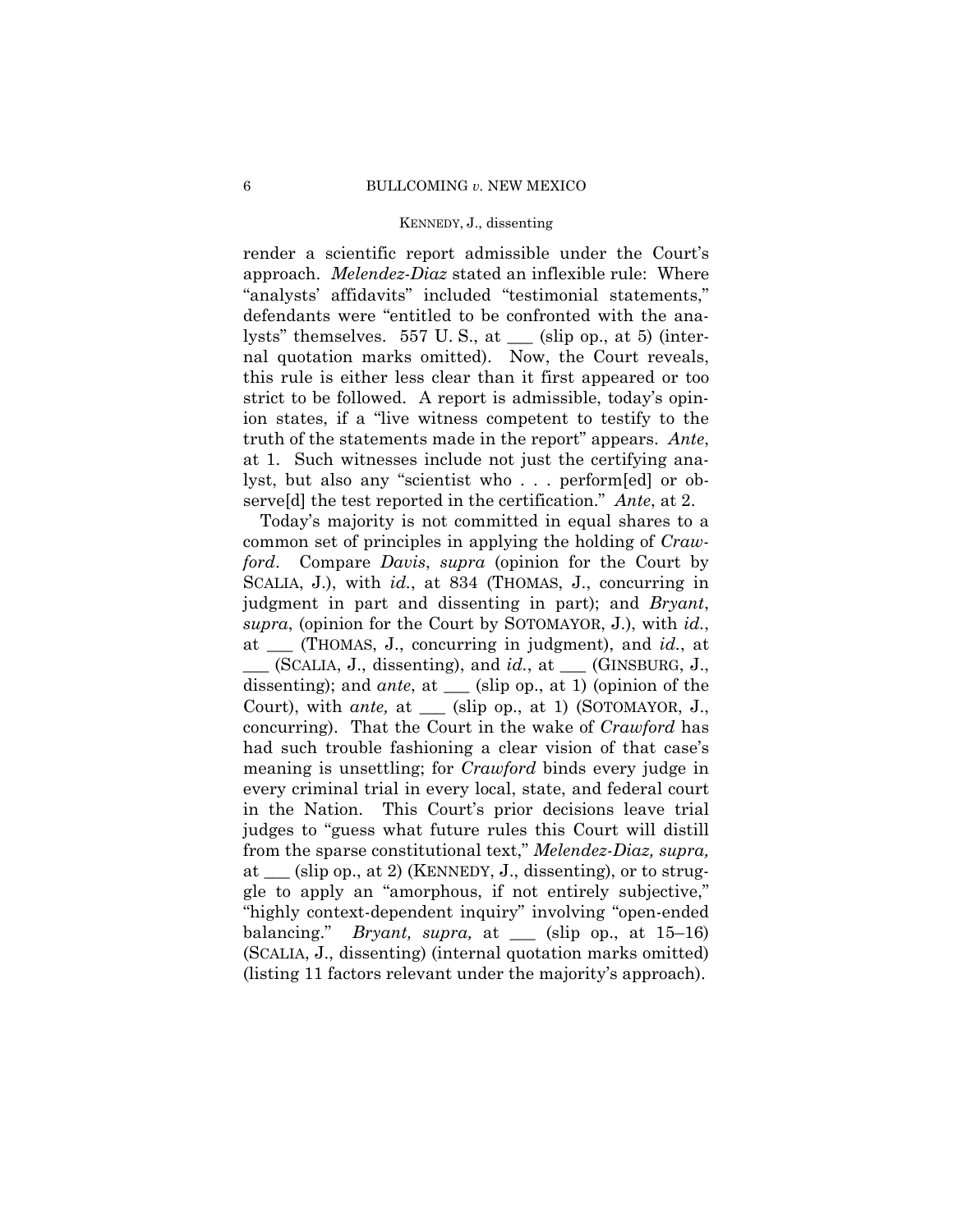render a scientific report admissible under the Court's approach. *Melendez-Diaz* stated an inflexible rule: Where "analysts' affidavits" included "testimonial statements," defendants were "entitled to be confronted with the analysts" themselves. 557 U. S., at ___ (slip op., at 5) (internal quotation marks omitted). Now, the Court reveals, this rule is either less clear than it first appeared or too strict to be followed. A report is admissible, today's opinion states, if a "live witness competent to testify to the truth of the statements made in the report" appears. *Ante*, at 1. Such witnesses include not just the certifying analyst, but also any "scientist who . . . perform[ed] or observe[d] the test reported in the certification." *Ante*, at 2.

Today's majority is not committed in equal shares to a common set of principles in applying the holding of *Crawford*. Compare *Davis*, *supra* (opinion for the Court by SCALIA, J.), with *id.*, at 834 (THOMAS, J., concurring in judgment in part and dissenting in part); and *Bryant*, *supra*, (opinion for the Court by SOTOMAYOR, J.), with *id.*, at ___ (THOMAS, J., concurring in judgment), and *id.*, at ___ (SCALIA, J., dissenting), and *id.*, at ___ (GINSBURG, J., dissenting); and *ante*, at ___ (slip op., at 1) (opinion of the Court), with *ante,* at ___ (slip op., at 1) (SOTOMAYOR, J., concurring). That the Court in the wake of *Crawford* has had such trouble fashioning a clear vision of that case's meaning is unsettling; for *Crawford* binds every judge in every criminal trial in every local, state, and federal court in the Nation. This Court's prior decisions leave trial judges to "guess what future rules this Court will distill from the sparse constitutional text," *Melendez-Diaz, supra,* at ___ (slip op., at 2) (KENNEDY, J., dissenting), or to struggle to apply an "amorphous, if not entirely subjective," "highly context-dependent inquiry" involving "open-ended balancing." *Bryant, supra,* at ___ (slip op., at 15–16) (SCALIA, J., dissenting) (internal quotation marks omitted) (listing 11 factors relevant under the majority's approach).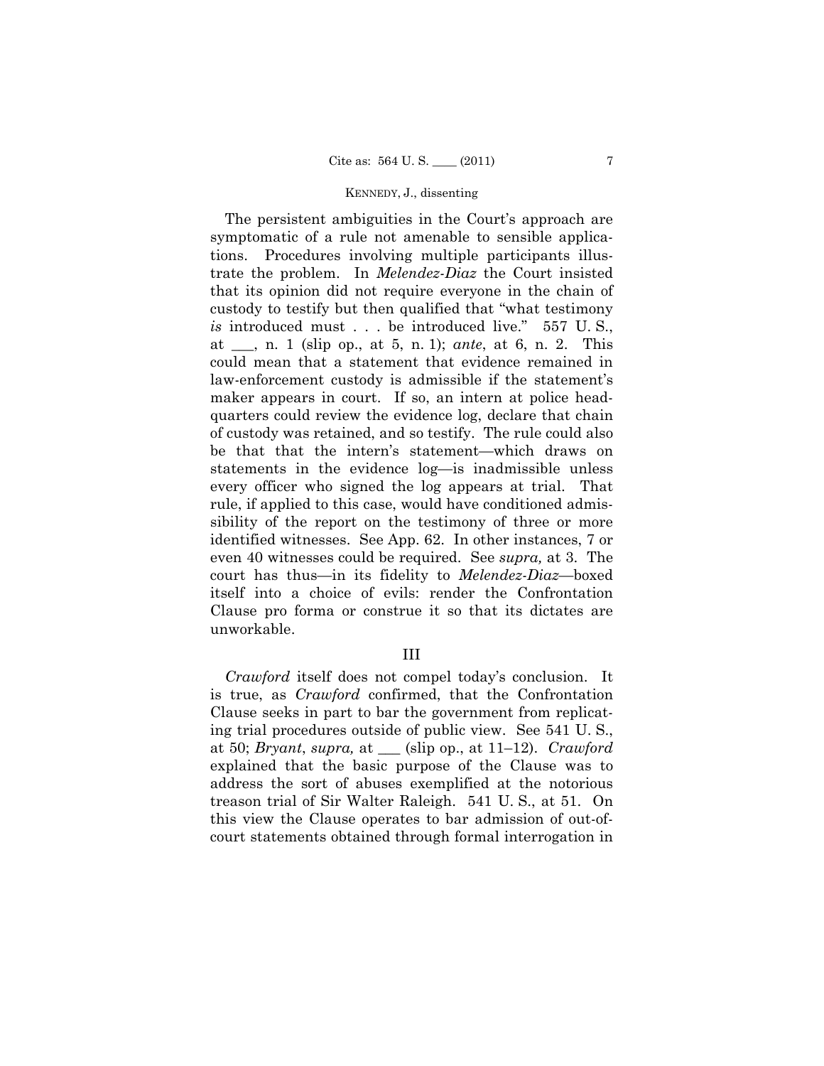The persistent ambiguities in the Court's approach are symptomatic of a rule not amenable to sensible applications. Procedures involving multiple participants illustrate the problem. In *Melendez-Diaz* the Court insisted that its opinion did not require everyone in the chain of custody to testify but then qualified that "what testimony *is* introduced must . . . be introduced live." 557 U. S., at ___, n. 1 (slip op., at 5, n. 1); *ante*, at 6, n. 2. This could mean that a statement that evidence remained in law-enforcement custody is admissible if the statement's maker appears in court. If so, an intern at police headquarters could review the evidence log, declare that chain of custody was retained, and so testify. The rule could also be that that the intern's statement—which draws on statements in the evidence log—is inadmissible unless every officer who signed the log appears at trial. That rule, if applied to this case, would have conditioned admissibility of the report on the testimony of three or more identified witnesses. See App. 62. In other instances, 7 or even 40 witnesses could be required. See *supra,* at 3. The court has thus—in its fidelity to *Melendez-Diaz*—boxed itself into a choice of evils: render the Confrontation Clause pro forma or construe it so that its dictates are unworkable.

## III

*Crawford* itself does not compel today's conclusion. It is true, as *Crawford* confirmed, that the Confrontation Clause seeks in part to bar the government from replicating trial procedures outside of public view. See 541 U. S., at 50; *Bryant*, *supra,* at ___ (slip op., at 11–12). *Crawford* explained that the basic purpose of the Clause was to address the sort of abuses exemplified at the notorious treason trial of Sir Walter Raleigh. 541 U. S., at 51. On this view the Clause operates to bar admission of out-of-court statements obtained through formal interrogation in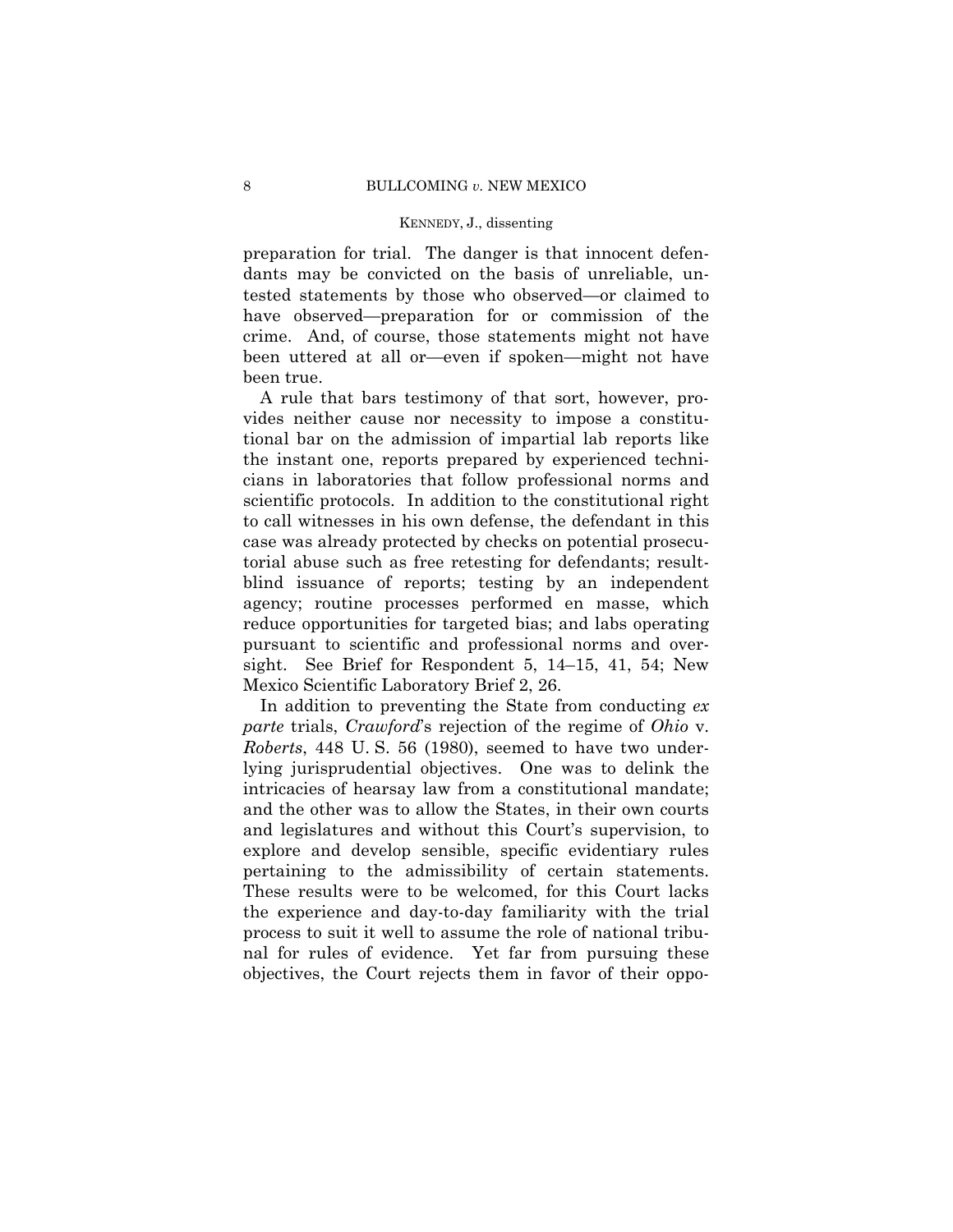preparation for trial. The danger is that innocent defendants may be convicted on the basis of unreliable, untested statements by those who observed—or claimed to have observed—preparation for or commission of the crime. And, of course, those statements might not have been uttered at all or—even if spoken—might not have been true.

A rule that bars testimony of that sort, however, provides neither cause nor necessity to impose a constitutional bar on the admission of impartial lab reports like the instant one, reports prepared by experienced technicians in laboratories that follow professional norms and scientific protocols. In addition to the constitutional right to call witnesses in his own defense, the defendant in this case was already protected by checks on potential prosecutorial abuse such as free retesting for defendants; result-blind issuance of reports; testing by an independent agency; routine processes performed en masse, which reduce opportunities for targeted bias; and labs operating pursuant to scientific and professional norms and oversight. See Brief for Respondent 5, 14–15, 41, 54; New Mexico Scientific Laboratory Brief 2, 26.

In addition to preventing the State from conducting *ex parte* trials, *Crawford*'s rejection of the regime of *Ohio* v. *Roberts*, 448 U. S. 56 (1980), seemed to have two underlying jurisprudential objectives. One was to delink the intricacies of hearsay law from a constitutional mandate; and the other was to allow the States, in their own courts and legislatures and without this Court's supervision, to explore and develop sensible, specific evidentiary rules pertaining to the admissibility of certain statements. These results were to be welcomed, for this Court lacks the experience and day-to-day familiarity with the trial process to suit it well to assume the role of national tribunal for rules of evidence. Yet far from pursuing these objectives, the Court rejects them in favor of their oppo-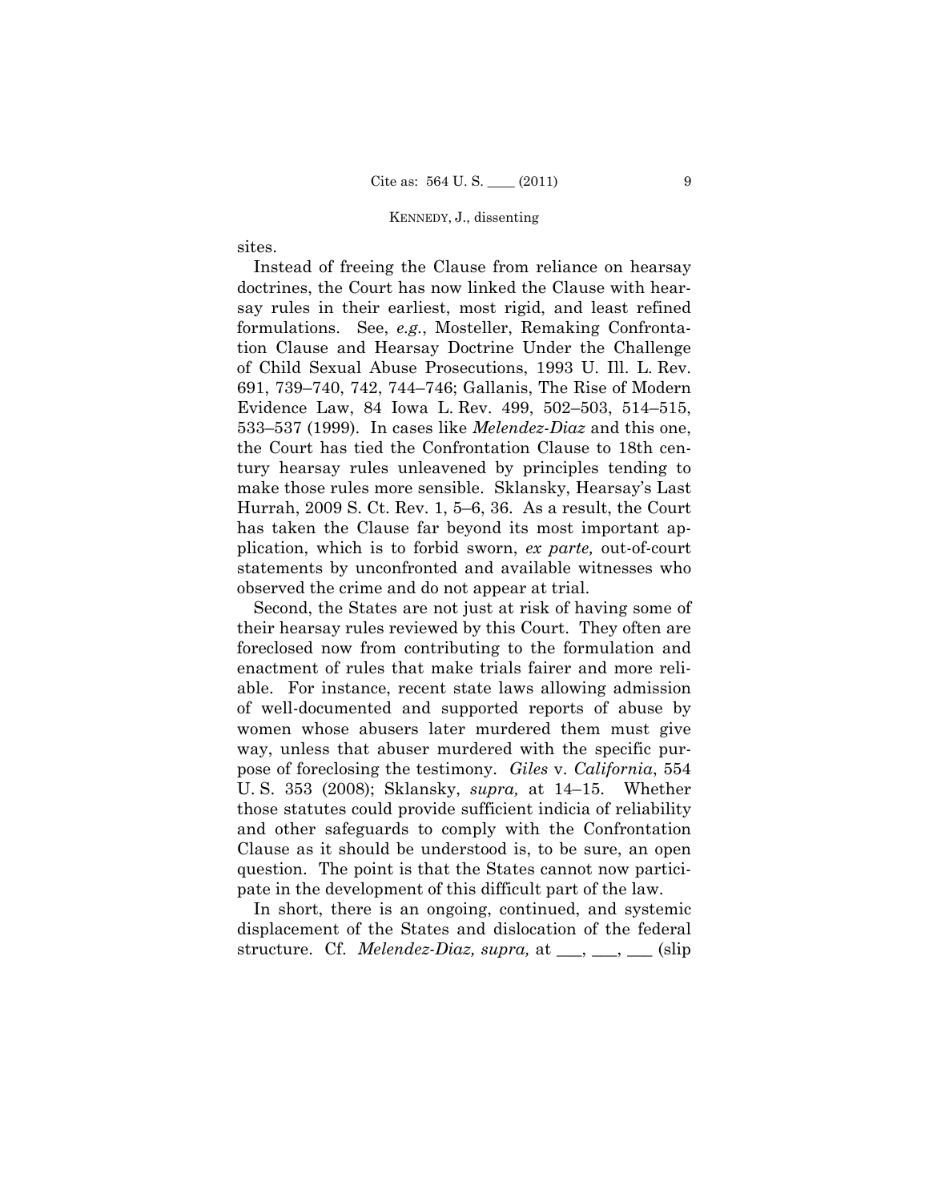sites.

Instead of freeing the Clause from reliance on hearsay doctrines, the Court has now linked the Clause with hearsay rules in their earliest, most rigid, and least refined formulations. See, *e.g.*, Mosteller, Remaking Confrontation Clause and Hearsay Doctrine Under the Challenge of Child Sexual Abuse Prosecutions, 1993 U. Ill. L. Rev. 691, 739–740, 742, 744–746; Gallanis, The Rise of Modern Evidence Law, 84 Iowa L. Rev. 499, 502–503, 514–515, 533–537 (1999). In cases like *Melendez-Diaz* and this one, the Court has tied the Confrontation Clause to 18th century hearsay rules unleavened by principles tending to make those rules more sensible. Sklansky, Hearsay's Last Hurrah, 2009 S. Ct. Rev. 1, 5–6, 36. As a result, the Court has taken the Clause far beyond its most important application, which is to forbid sworn, *ex parte,* out-of-court statements by unconfronted and available witnesses who observed the crime and do not appear at trial.

Second, the States are not just at risk of having some of their hearsay rules reviewed by this Court. They often are foreclosed now from contributing to the formulation and enactment of rules that make trials fairer and more reliable. For instance, recent state laws allowing admission of well-documented and supported reports of abuse by women whose abusers later murdered them must give way, unless that abuser murdered with the specific purpose of foreclosing the testimony. *Giles* v. *California*, 554 U. S. 353 (2008); Sklansky, *supra,* at 14–15. Whether those statutes could provide sufficient indicia of reliability and other safeguards to comply with the Confrontation Clause as it should be understood is, to be sure, an open question. The point is that the States cannot now participate in the development of this difficult part of the law.

In short, there is an ongoing, continued, and systemic displacement of the States and dislocation of the federal structure. Cf. *Melendez-Diaz, supra,* at ___, ___, ___ (slip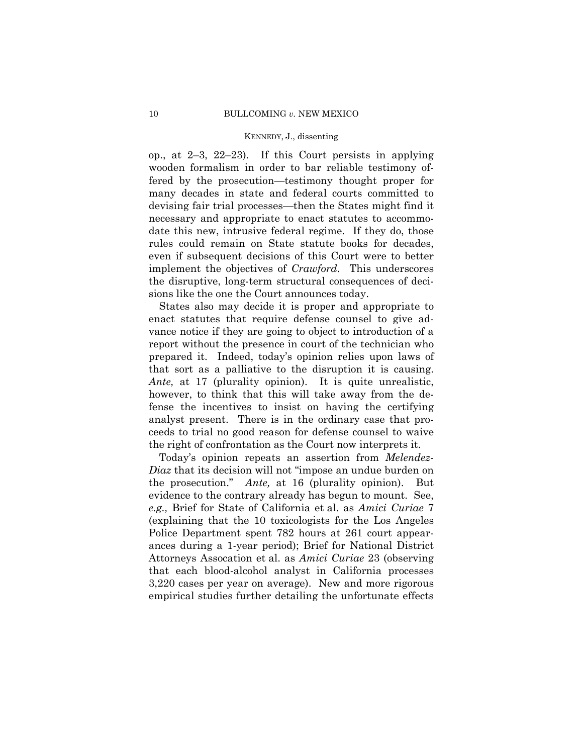op., at 2–3, 22–23). If this Court persists in applying wooden formalism in order to bar reliable testimony offered by the prosecution—testimony thought proper for many decades in state and federal courts committed to devising fair trial processes—then the States might find it necessary and appropriate to enact statutes to accommodate this new, intrusive federal regime. If they do, those rules could remain on State statute books for decades, even if subsequent decisions of this Court were to better implement the objectives of *Crawford*. This underscores the disruptive, long-term structural consequences of decisions like the one the Court announces today.

States also may decide it is proper and appropriate to enact statutes that require defense counsel to give advance notice if they are going to object to introduction of a report without the presence in court of the technician who prepared it. Indeed, today's opinion relies upon laws of that sort as a palliative to the disruption it is causing. *Ante,* at 17 (plurality opinion). It is quite unrealistic, however, to think that this will take away from the defense the incentives to insist on having the certifying analyst present. There is in the ordinary case that proceeds to trial no good reason for defense counsel to waive the right of confrontation as the Court now interprets it.

Today's opinion repeats an assertion from *Melendez-Diaz* that its decision will not "impose an undue burden on the prosecution." *Ante,* at 16 (plurality opinion). But evidence to the contrary already has begun to mount. See, *e.g.,* Brief for State of California et al. as *Amici Curiae* 7 (explaining that the 10 toxicologists for the Los Angeles Police Department spent 782 hours at 261 court appearances during a 1-year period); Brief for National District Attorneys Assocation et al. as *Amici Curiae* 23 (observing that each blood-alcohol analyst in California processes 3,220 cases per year on average). New and more rigorous empirical studies further detailing the unfortunate effects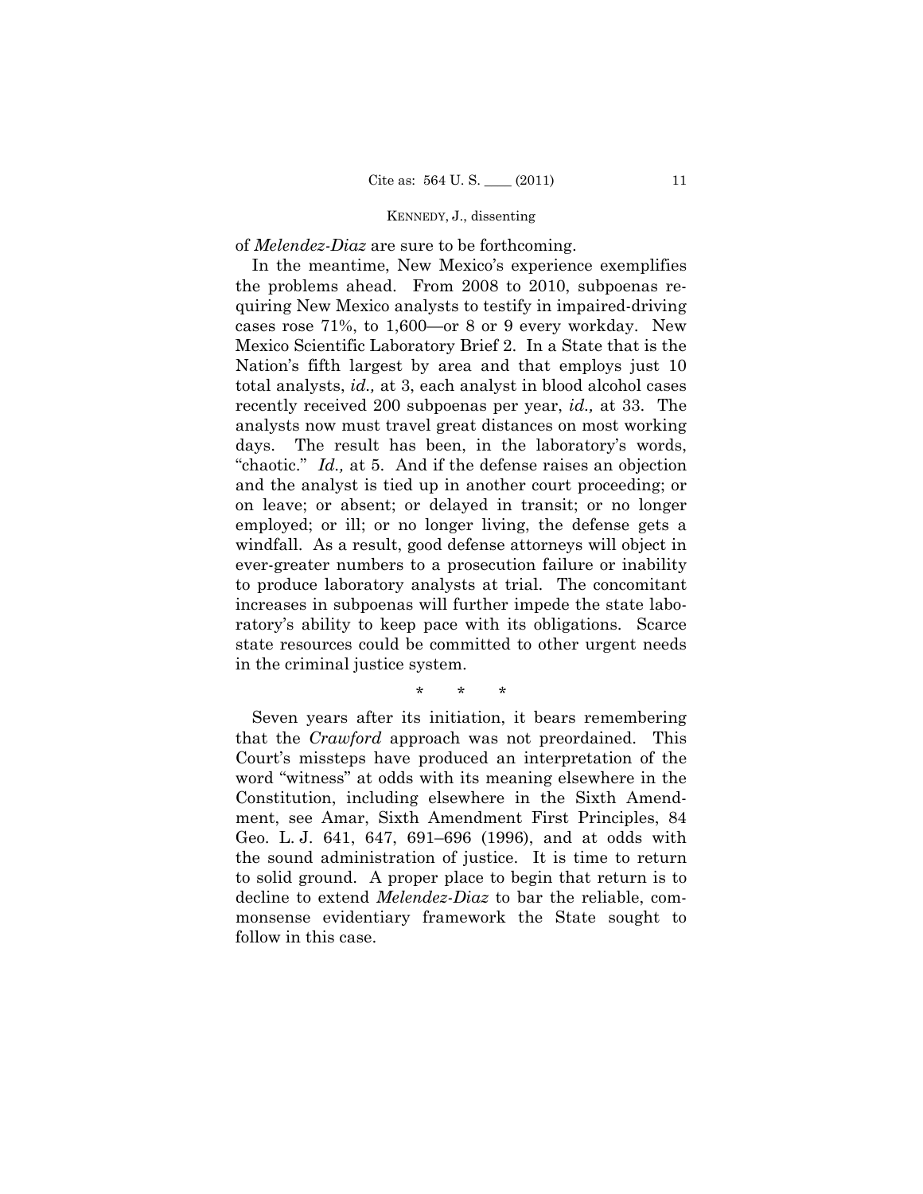of *Melendez-Diaz* are sure to be forthcoming.

In the meantime, New Mexico's experience exemplifies the problems ahead. From 2008 to 2010, subpoenas requiring New Mexico analysts to testify in impaired-driving cases rose 71%, to 1,600—or 8 or 9 every workday. New Mexico Scientific Laboratory Brief 2. In a State that is the Nation's fifth largest by area and that employs just 10 total analysts, *id.,* at 3, each analyst in blood alcohol cases recently received 200 subpoenas per year, *id.,* at 33. The analysts now must travel great distances on most working days. The result has been, in the laboratory's words, "chaotic." *Id.,* at 5. And if the defense raises an objection and the analyst is tied up in another court proceeding; or on leave; or absent; or delayed in transit; or no longer employed; or ill; or no longer living, the defense gets a windfall. As a result, good defense attorneys will object in ever-greater numbers to a prosecution failure or inability to produce laboratory analysts at trial. The concomitant increases in subpoenas will further impede the state laboratory's ability to keep pace with its obligations. Scarce state resources could be committed to other urgent needs in the criminal justice system.

\* \* \*

Seven years after its initiation, it bears remembering that the *Crawford* approach was not preordained. This Court's missteps have produced an interpretation of the word "witness" at odds with its meaning elsewhere in the Constitution, including elsewhere in the Sixth Amendment, see Amar, Sixth Amendment First Principles, 84 Geo. L. J. 641, 647, 691–696 (1996), and at odds with the sound administration of justice. It is time to return to solid ground. A proper place to begin that return is to decline to extend *Melendez-Diaz* to bar the reliable, commonsense evidentiary framework the State sought to follow in this case.